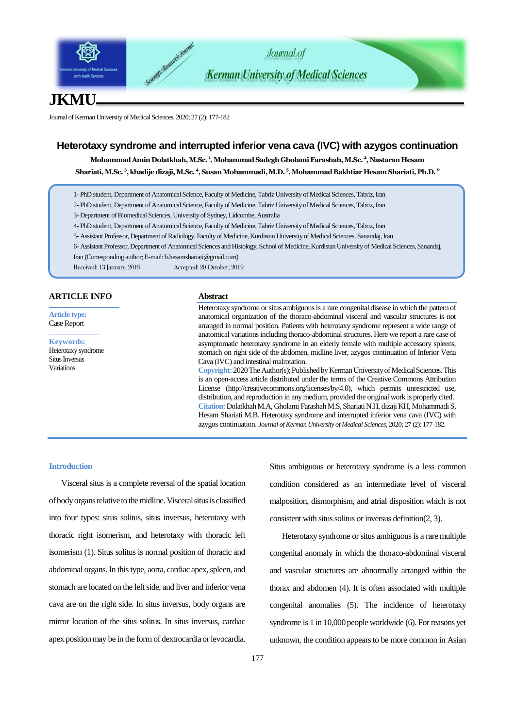# Heterotaxy syndrome and interrupted inferior vena cava (IVC) with azygos continuation

**Mohammad Amin Dolatkhah, M.Sc. [1], Mohammad Sadegh Gholami Farashah, M.Sc. [2], Nastaran Hesam Shariati, M.Sc. [3], khadije dizaji, M.Sc. [4], Susan Mohammadi, M.D. [5], Mohammad Bakhtiar Hesam Shariati, Ph.D. [6]**

1- PhD student, Department of Anatomical Science, Faculty of Medicine, Tabriz University of Medical Sciences, Tabriz, Iran

2- PhD student, Department of Anatomical Science, Faculty of Medicine, Tabriz University of Medical Sciences, Tabriz, Iran

3- Department of Biomedical Sciences, University of Sydney, Lidcombe, Australia

4- PhD student, Department of Anatomical Science, Faculty of Medicine, Tabriz University of Medical Sciences, Tabriz, Iran

5- Assistant Professor, Department of Radiology, Faculty of Medicine, Kurdistan University of Medical Sciences, Sanandaj, Iran

6- Assistant Professor, Department of Anatomical Sciences and Histology, School of Medicine, Kurdistan University of Medical Sciences, Sanandaj, Iran (Corresponding author; E-mail: b.hesamshariati@gmail.com)

Received: 13 January, 2019 Accepted: 20 October, 2019

## ARTICLE INFO

**Article type:**
Case Report

**Keywords:**
Heterotaxy syndrome
Situs Inversus
Variations

## Abstract

Heterotaxy syndrome or situs ambiguous is a rare congenital disease in which the pattern of anatomical organization of the thoraco-abdominal visceral and vascular structures is not arranged in normal position. Patients with heterotaxy syndrome represent a wide range of anatomical variations including thoraco-abdominal structures. Here we report a rare case of asymptomatic heterotaxy syndrome in an elderly female with multiple accessory spleens, stomach on right side of the abdomen, midline liver, azygos continuation of Inferior Vena Cava (IVC) and intestinal malrotation.

**Copyright:** 2020 The Author(s); Published by Kerman University of Medical Sciences. This is an open-access article distributed under the terms of the Creative Commons Attribution License (http://creativecommons.org/licenses/by/4.0), which permits unrestricted use, distribution, and reproduction in any medium, provided the original work is properly cited.

**Citation:** Dolatkhah M.A, Gholami Farashah M.S, Shariati N.H, dizaji KH, Mohammadi S, Hesam Shariati M.B. Heterotaxy syndrome and interrupted inferior vena cava (IVC) with azygos continuation. *Journal of Kerman University of Medical Sciences*, 2020; 27 (2): 177-182.

## Introduction

Visceral situs is a complete reversal of the spatial location of body organs relative to the midline. Visceral situs is classified into four types: situs solitus, situs inversus, heterotaxy with thoracic right isomerism, and heterotaxy with thoracic left isomerism (1). Situs solitus is normal position of thoracic and abdominal organs. In this type, aorta, cardiac apex, spleen, and stomach are located on the left side, and liver and inferior vena cava are on the right side. In situs inversus, body organs are mirror location of the situs solitus. In situs inversus, cardiac apex position may be in the form of dextrocardia or levocardia. Situs ambiguous or heterotaxy syndrome is a less common condition considered as an intermediate level of visceral malposition, dismorphism, and atrial disposition which is not consistent with situs solitus or inversus definition(2, 3).

Heterotaxy syndrome or situs ambiguous is a rare multiple congenital anomaly in which the thoraco-abdominal visceral and vascular structures are abnormally arranged within the thorax and abdomen (4). It is often associated with multiple congenital anomalies (5). The incidence of heterotaxy syndrome is 1 in 10,000 people worldwide (6). For reasons yet unknown, the condition appears to be more common in Asian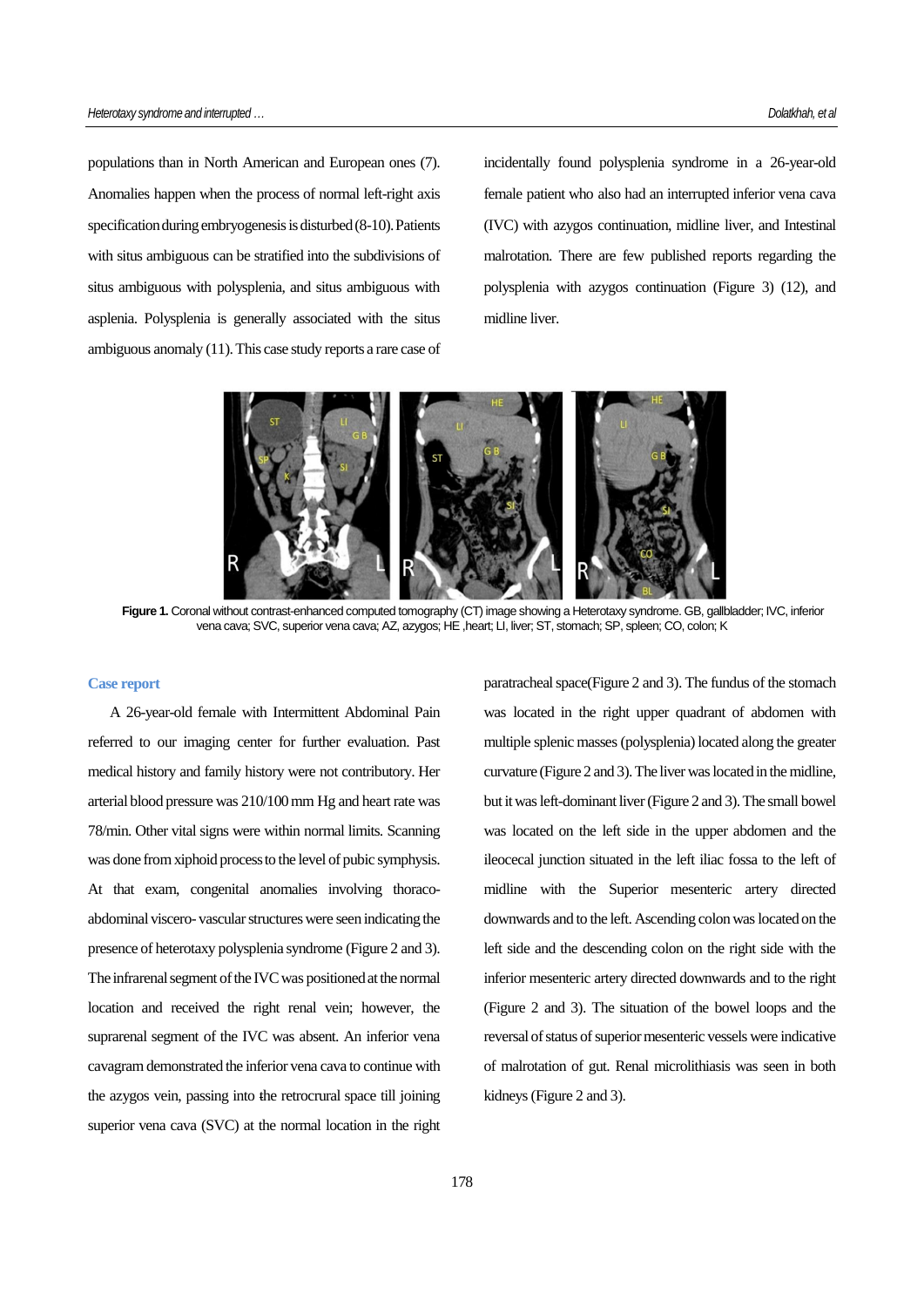populations than in North American and European ones (7). Anomalies happen when the process of normal left-right axis specification during embryogenesis is disturbed (8-10). Patients with situs ambiguous can be stratified into the subdivisions of situs ambiguous with polysplenia, and situs ambiguous with asplenia. Polysplenia is generally associated with the situs ambiguous anomaly (11). This case study reports a rare case of incidentally found polysplenia syndrome in a 26-year-old female patient who also had an interrupted inferior vena cava (IVC) with azygos continuation, midline liver, and Intestinal malrotation. There are few published reports regarding the polysplenia with azygos continuation (Figure 3) (12), and midline liver.

**Figure 1.** Coronal without contrast-enhanced computed tomography (CT) image showing a Heterotaxy syndrome. GB, gallbladder; IVC, inferior vena cava; SVC, superior vena cava; AZ, azygos; HE ,heart; LI, liver; ST, stomach; SP, spleen; CO, colon; K

## Case report

A 26-year-old female with Intermittent Abdominal Pain referred to our imaging center for further evaluation. Past medical history and family history were not contributory. Her arterial blood pressure was 210/100 mm Hg and heart rate was 78/min. Other vital signs were within normal limits. Scanning was done from xiphoid process to the level of pubic symphysis. At that exam, congenital anomalies involving thoraco-abdominal viscero- vascular structures were seen indicating the presence of heterotaxy polysplenia syndrome (Figure 2 and 3). The infrarenal segment of the IVC was positioned at the normal location and received the right renal vein; however, the suprarenal segment of the IVC was absent. An inferior vena cavagram demonstrated the inferior vena cava to continue with the azygos vein, passing into the retrocrural space till joining superior vena cava (SVC) at the normal location in the right paratracheal space(Figure 2 and 3). The fundus of the stomach was located in the right upper quadrant of abdomen with multiple splenic masses (polysplenia) located along the greater curvature (Figure 2 and 3). The liver was located in the midline, but it was left-dominant liver (Figure 2 and 3). The small bowel was located on the left side in the upper abdomen and the ileocecal junction situated in the left iliac fossa to the left of midline with the Superior mesenteric artery directed downwards and to the left. Ascending colon was located on the left side and the descending colon on the right side with the inferior mesenteric artery directed downwards and to the right (Figure 2 and 3). The situation of the bowel loops and the reversal of status of superior mesenteric vessels were indicative of malrotation of gut. Renal microlithiasis was seen in both kidneys (Figure 2 and 3).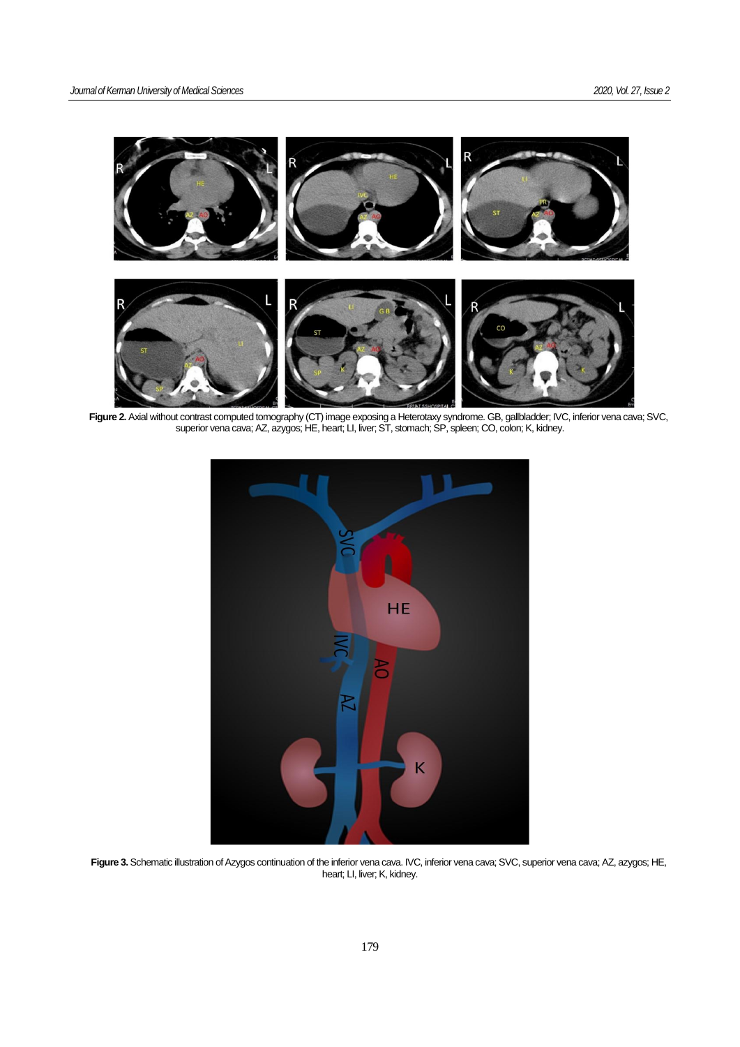**Figure 2.** Axial without contrast computed tomography (CT) image exposing a Heterotaxy syndrome. GB, gallbladder; IVC, inferior vena cava; SVC, superior vena cava; AZ, azygos; HE, heart; LI, liver; ST, stomach; SP, spleen; CO, colon; K, kidney.

**Figure 3.** Schematic illustration of Azygos continuation of the inferior vena cava. IVC, inferior vena cava; SVC, superior vena cava; AZ, azygos; HE, heart; LI, liver; K, kidney.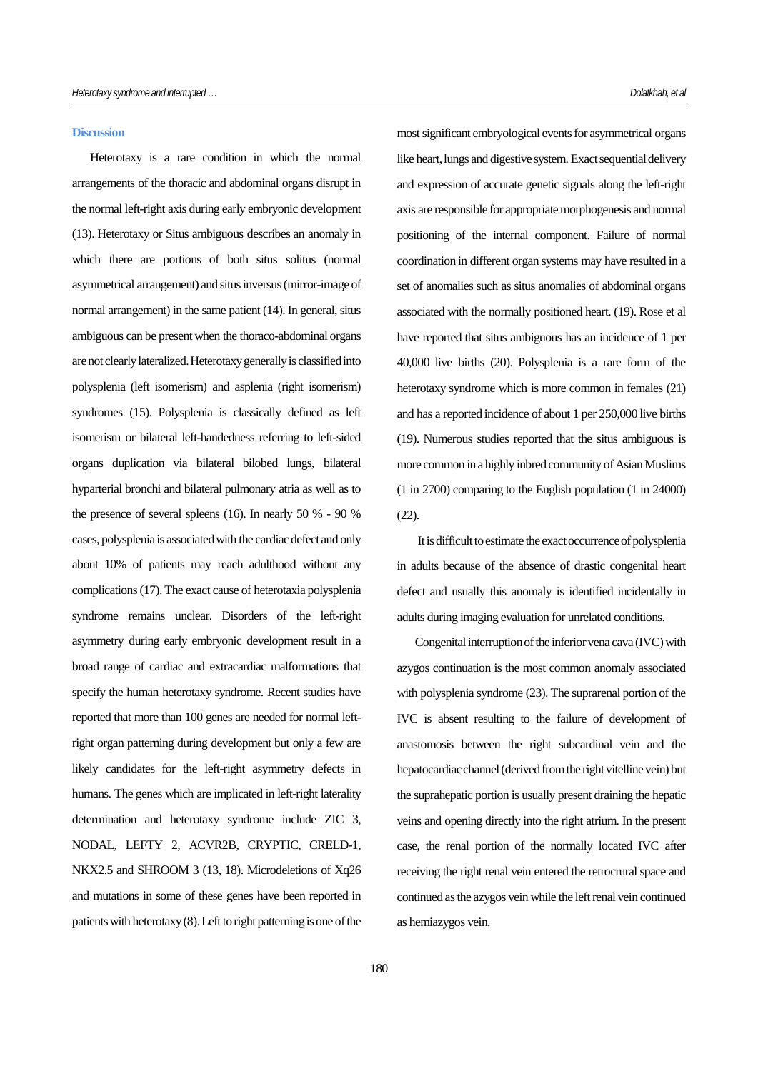## Discussion

Heterotaxy is a rare condition in which the normal arrangements of the thoracic and abdominal organs disrupt in the normal left-right axis during early embryonic development (13). Heterotaxy or Situs ambiguous describes an anomaly in which there are portions of both situs solitus (normal asymmetrical arrangement) and situs inversus (mirror-image of normal arrangement) in the same patient (14). In general, situs ambiguous can be present when the thoraco-abdominal organs are not clearly lateralized. Heterotaxy generally is classified into polysplenia (left isomerism) and asplenia (right isomerism) syndromes (15). Polysplenia is classically defined as left isomerism or bilateral left-handedness referring to left-sided organs duplication via bilateral bilobed lungs, bilateral hyparterial bronchi and bilateral pulmonary atria as well as to the presence of several spleens (16). In nearly 50 % - 90 % cases, polysplenia is associated with the cardiac defect and only about 10% of patients may reach adulthood without any complications (17). The exact cause of heterotaxia polysplenia syndrome remains unclear. Disorders of the left-right asymmetry during early embryonic development result in a broad range of cardiac and extracardiac malformations that specify the human heterotaxy syndrome. Recent studies have reported that more than 100 genes are needed for normal left-right organ patterning during development but only a few are likely candidates for the left-right asymmetry defects in humans. The genes which are implicated in left-right laterality determination and heterotaxy syndrome include ZIC 3, NODAL, LEFTY 2, ACVR2B, CRYPTIC, CRELD-1, NKX2.5 and SHROOM 3 (13, 18). Microdeletions of Xq26 and mutations in some of these genes have been reported in patients with heterotaxy (8). Left to right patterning is one of the most significant embryological events for asymmetrical organs like heart, lungs and digestive system. Exact sequential delivery and expression of accurate genetic signals along the left-right axis are responsible for appropriate morphogenesis and normal positioning of the internal component. Failure of normal coordination in different organ systems may have resulted in a set of anomalies such as situs anomalies of abdominal organs associated with the normally positioned heart. (19). Rose et al have reported that situs ambiguous has an incidence of 1 per 40,000 live births (20). Polysplenia is a rare form of the heterotaxy syndrome which is more common in females (21) and has a reported incidence of about 1 per 250,000 live births (19). Numerous studies reported that the situs ambiguous is more common in a highly inbred community of Asian Muslims (1 in 2700) comparing to the English population (1 in 24000) (22).

It is difficult to estimate the exact occurrence of polysplenia in adults because of the absence of drastic congenital heart defect and usually this anomaly is identified incidentally in adults during imaging evaluation for unrelated conditions.

Congenital interruption of the inferior vena cava (IVC) with azygos continuation is the most common anomaly associated with polysplenia syndrome (23). The suprarenal portion of the IVC is absent resulting to the failure of development of anastomosis between the right subcardinal vein and the hepatocardiac channel (derived from the right vitelline vein) but the suprahepatic portion is usually present draining the hepatic veins and opening directly into the right atrium. In the present case, the renal portion of the normally located IVC after receiving the right renal vein entered the retrocrural space and continued as the azygos vein while the left renal vein continued as hemiazygos vein.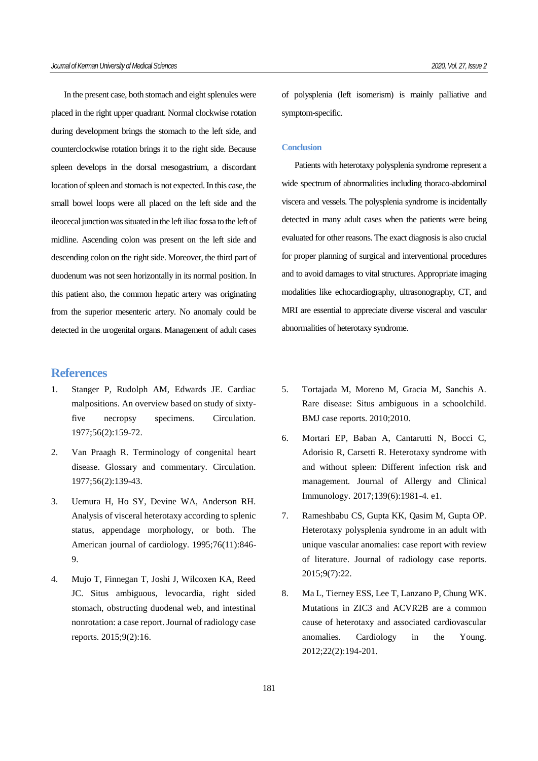In the present case, both stomach and eight splenules were placed in the right upper quadrant. Normal clockwise rotation during development brings the stomach to the left side, and counterclockwise rotation brings it to the right side. Because spleen develops in the dorsal mesogastrium, a discordant location of spleen and stomach is not expected. In this case, the small bowel loops were all placed on the left side and the ileocecal junction was situated in the left iliac fossa to the left of midline. Ascending colon was present on the left side and descending colon on the right side. Moreover, the third part of duodenum was not seen horizontally in its normal position. In this patient also, the common hepatic artery was originating from the superior mesenteric artery. No anomaly could be detected in the urogenital organs. Management of adult cases of polysplenia (left isomerism) is mainly palliative and symptom-specific.

## Conclusion

Patients with heterotaxy polysplenia syndrome represent a wide spectrum of abnormalities including thoraco-abdominal viscera and vessels. The polysplenia syndrome is incidentally detected in many adult cases when the patients were being evaluated for other reasons. The exact diagnosis is also crucial for proper planning of surgical and interventional procedures and to avoid damages to vital structures. Appropriate imaging modalities like echocardiography, ultrasonography, CT, and MRI are essential to appreciate diverse visceral and vascular abnormalities of heterotaxy syndrome.

## References

1. Stanger P, Rudolph AM, Edwards JE. Cardiac malpositions. An overview based on study of sixty-five necropsy specimens. Circulation. 1977;56(2):159-72.
2. Van Praagh R. Terminology of congenital heart disease. Glossary and commentary. Circulation. 1977;56(2):139-43.
3. Uemura H, Ho SY, Devine WA, Anderson RH. Analysis of visceral heterotaxy according to splenic status, appendage morphology, or both. The American journal of cardiology. 1995;76(11):846-9.
4. Mujo T, Finnegan T, Joshi J, Wilcoxen KA, Reed JC. Situs ambiguous, levocardia, right sided stomach, obstructing duodenal web, and intestinal nonrotation: a case report. Journal of radiology case reports. 2015;9(2):16.
5. Tortajada M, Moreno M, Gracia M, Sanchis A. Rare disease: Situs ambiguous in a schoolchild. BMJ case reports. 2010;2010.
6. Mortari EP, Baban A, Cantarutti N, Bocci C, Adorisio R, Carsetti R. Heterotaxy syndrome with and without spleen: Different infection risk and management. Journal of Allergy and Clinical Immunology. 2017;139(6):1981-4. e1.
7. Rameshbabu CS, Gupta KK, Qasim M, Gupta OP. Heterotaxy polysplenia syndrome in an adult with unique vascular anomalies: case report with review of literature. Journal of radiology case reports. 2015;9(7):22.
8. Ma L, Tierney ESS, Lee T, Lanzano P, Chung WK. Mutations in ZIC3 and ACVR2B are a common cause of heterotaxy and associated cardiovascular anomalies. Cardiology in the Young. 2012;22(2):194-201.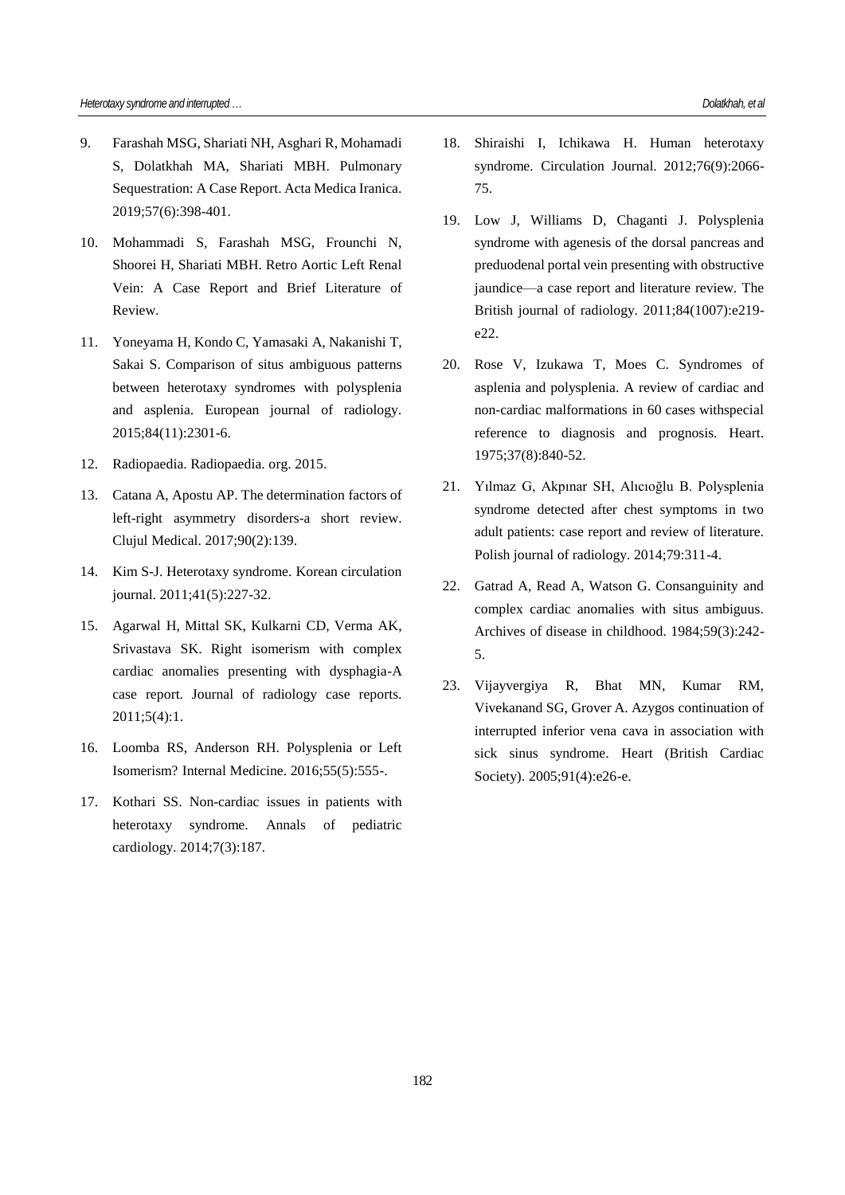9. Farashah MSG, Shariati NH, Asghari R, Mohamadi S, Dolatkhah MA, Shariati MBH. Pulmonary Sequestration: A Case Report. Acta Medica Iranica. 2019;57(6):398-401.

10. Mohammadi S, Farashah MSG, Frounchi N, Shoorei H, Shariati MBH. Retro Aortic Left Renal Vein: A Case Report and Brief Literature of Review.

11. Yoneyama H, Kondo C, Yamasaki A, Nakanishi T, Sakai S. Comparison of situs ambiguous patterns between heterotaxy syndromes with polysplenia and asplenia. European journal of radiology. 2015;84(11):2301-6.

12. Radiopaedia. Radiopaedia. org. 2015.

13. Catana A, Apostu AP. The determination factors of left-right asymmetry disorders-a short review. Clujul Medical. 2017;90(2):139.

14. Kim S-J. Heterotaxy syndrome. Korean circulation journal. 2011;41(5):227-32.

15. Agarwal H, Mittal SK, Kulkarni CD, Verma AK, Srivastava SK. Right isomerism with complex cardiac anomalies presenting with dysphagia-A case report. Journal of radiology case reports. 2011;5(4):1.

16. Loomba RS, Anderson RH. Polysplenia or Left Isomerism? Internal Medicine. 2016;55(5):555-.

17. Kothari SS. Non-cardiac issues in patients with heterotaxy syndrome. Annals of pediatric cardiology. 2014;7(3):187.

18. Shiraishi I, Ichikawa H. Human heterotaxy syndrome. Circulation Journal. 2012;76(9):2066-75.

19. Low J, Williams D, Chaganti J. Polysplenia syndrome with agenesis of the dorsal pancreas and preduodenal portal vein presenting with obstructive jaundice—a case report and literature review. The British journal of radiology. 2011;84(1007):e219-e22.

20. Rose V, Izukawa T, Moes C. Syndromes of asplenia and polysplenia. A review of cardiac and non-cardiac malformations in 60 cases withspecial reference to diagnosis and prognosis. Heart. 1975;37(8):840-52.

21. Yılmaz G, Akpınar SH, Alıcıoğlu B. Polysplenia syndrome detected after chest symptoms in two adult patients: case report and review of literature. Polish journal of radiology. 2014;79:311-4.

22. Gatrad A, Read A, Watson G. Consanguinity and complex cardiac anomalies with situs ambiguus. Archives of disease in childhood. 1984;59(3):242-5.

23. Vijayvergiya R, Bhat MN, Kumar RM, Vivekanand SG, Grover A. Azygos continuation of interrupted inferior vena cava in association with sick sinus syndrome. Heart (British Cardiac Society). 2005;91(4):e26-e.